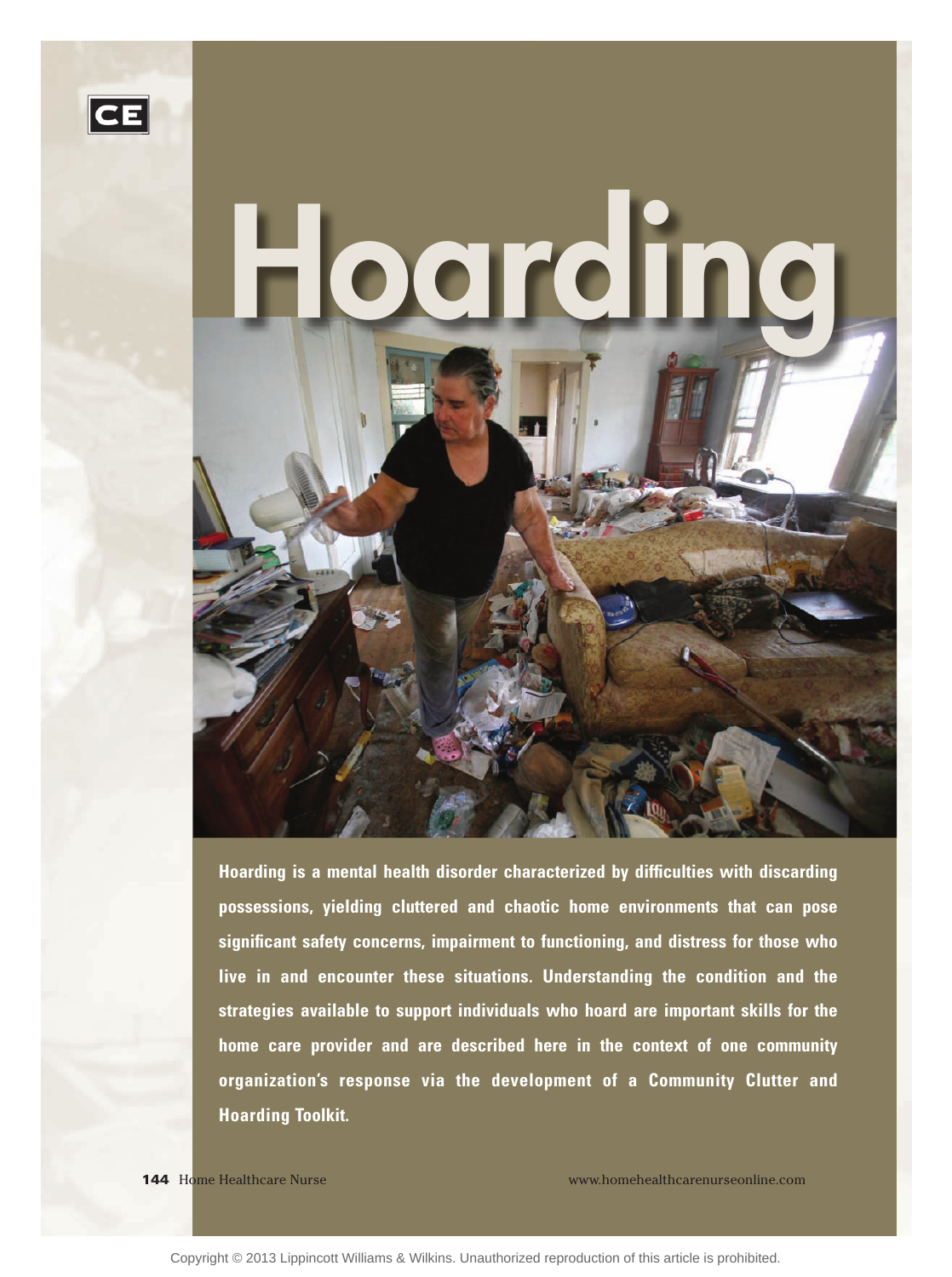CE

# Hoarding

**Hoarding is a mental health disorder characterized by difficulties with discarding possessions, yielding cluttered and chaotic home environments that can pose significant safety concerns, impairment to functioning, and distress for those who live in and encounter these situations. Understanding the condition and the strategies available to support individuals who hoard are important skills for the home care provider and are described here in the context of one community organization's response via the development of a Community Clutter and Hoarding Toolkit.**

Copyright © 2013 Lippincott Williams & Wilkins. Unauthorized reproduction of this article is prohibited.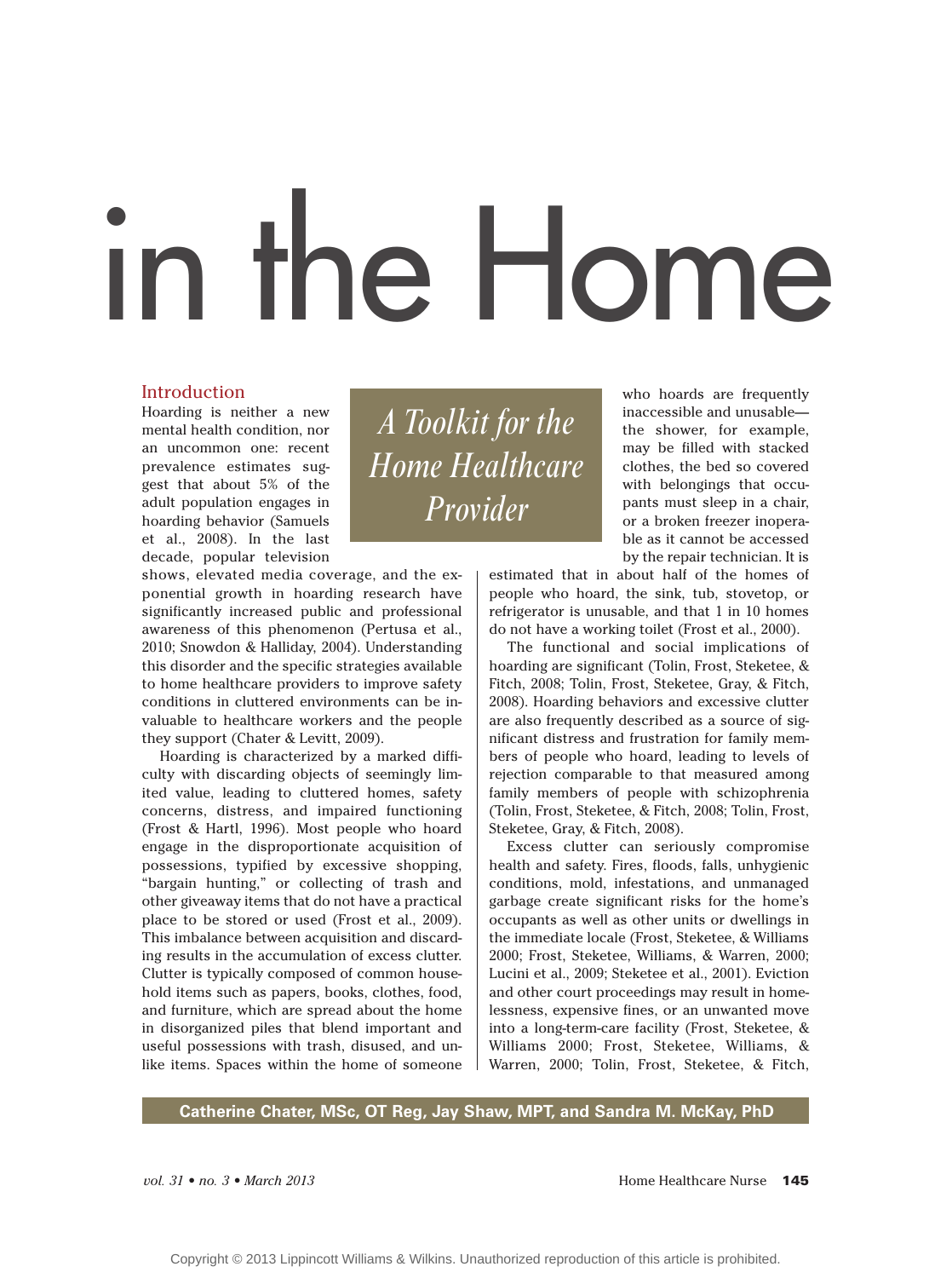# in the Home

## A Toolkit for the Home Healthcare Provider

**Catherine Chater, MSc, OT Reg, Jay Shaw, MPT, and Sandra M. McKay, PhD**

### Introduction

Hoarding is neither a new mental health condition, nor an uncommon one: recent prevalence estimates suggest that about 5% of the adult population engages in hoarding behavior (Samuels et al., 2008). In the last decade, popular television shows, elevated media coverage, and the exponential growth in hoarding research have significantly increased public and professional awareness of this phenomenon (Pertusa et al., 2010; Snowdon & Halliday, 2004). Understanding this disorder and the specific strategies available to home healthcare providers to improve safety conditions in cluttered environments can be invaluable to healthcare workers and the people they support (Chater & Levitt, 2009).

Hoarding is characterized by a marked difficulty with discarding objects of seemingly limited value, leading to cluttered homes, safety concerns, distress, and impaired functioning (Frost & Hartl, 1996). Most people who hoard engage in the disproportionate acquisition of possessions, typified by excessive shopping, "bargain hunting," or collecting of trash and other giveaway items that do not have a practical place to be stored or used (Frost et al., 2009). This imbalance between acquisition and discarding results in the accumulation of excess clutter. Clutter is typically composed of common household items such as papers, books, clothes, food, and furniture, which are spread about the home in disorganized piles that blend important and useful possessions with trash, disused, and unlike items. Spaces within the home of someone who hoards are frequently inaccessible and unusable—the shower, for example, may be filled with stacked clothes, the bed so covered with belongings that occupants must sleep in a chair, or a broken freezer inoperable as it cannot be accessed by the repair technician. It is estimated that in about half of the homes of people who hoard, the sink, tub, stovetop, or refrigerator is unusable, and that 1 in 10 homes do not have a working toilet (Frost et al., 2000).

The functional and social implications of hoarding are significant (Tolin, Frost, Steketee, & Fitch, 2008; Tolin, Frost, Steketee, Gray, & Fitch, 2008). Hoarding behaviors and excessive clutter are also frequently described as a source of significant distress and frustration for family members of people who hoard, leading to levels of rejection comparable to that measured among family members of people with schizophrenia (Tolin, Frost, Steketee, & Fitch, 2008; Tolin, Frost, Steketee, Gray, & Fitch, 2008).

Excess clutter can seriously compromise health and safety. Fires, floods, falls, unhygienic conditions, mold, infestations, and unmanaged garbage create significant risks for the home's occupants as well as other units or dwellings in the immediate locale (Frost, Steketee, & Williams 2000; Frost, Steketee, Williams, & Warren, 2000; Lucini et al., 2009; Steketee et al., 2001). Eviction and other court proceedings may result in homelessness, expensive fines, or an unwanted move into a long-term-care facility (Frost, Steketee, & Williams 2000; Frost, Steketee, Williams, & Warren, 2000; Tolin, Frost, Steketee, & Fitch,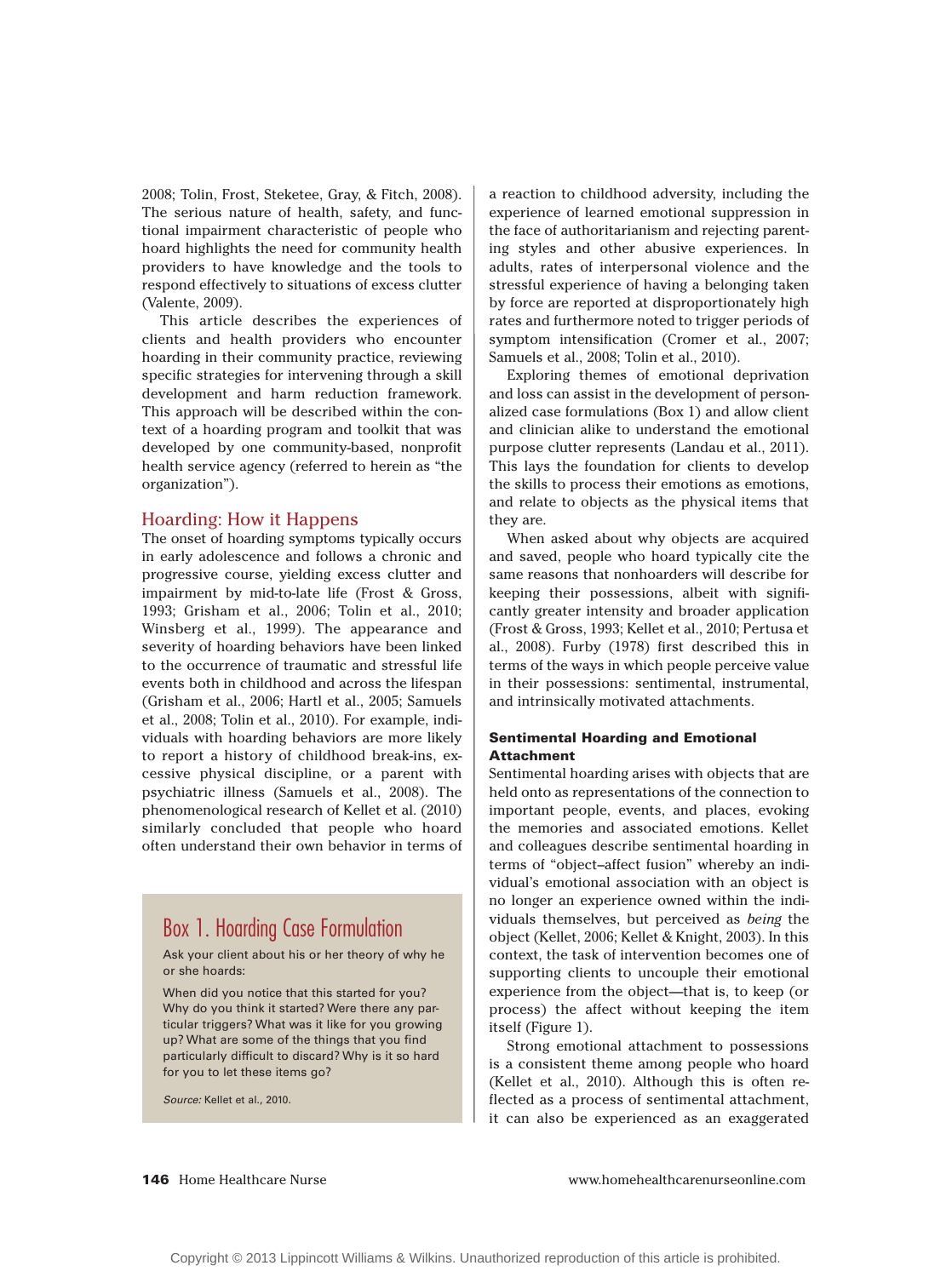2008; Tolin, Frost, Steketee, Gray, & Fitch, 2008). The serious nature of health, safety, and functional impairment characteristic of people who hoard highlights the need for community health providers to have knowledge and the tools to respond effectively to situations of excess clutter (Valente, 2009).

This article describes the experiences of clients and health providers who encounter hoarding in their community practice, reviewing specific strategies for intervening through a skill development and harm reduction framework. This approach will be described within the context of a hoarding program and toolkit that was developed by one community-based, nonprofit health service agency (referred to herein as "the organization").

## Hoarding: How it Happens

The onset of hoarding symptoms typically occurs in early adolescence and follows a chronic and progressive course, yielding excess clutter and impairment by mid-to-late life (Frost & Gross, 1993; Grisham et al., 2006; Tolin et al., 2010; Winsberg et al., 1999). The appearance and severity of hoarding behaviors have been linked to the occurrence of traumatic and stressful life events both in childhood and across the lifespan (Grisham et al., 2006; Hartl et al., 2005; Samuels et al., 2008; Tolin et al., 2010). For example, individuals with hoarding behaviors are more likely to report a history of childhood break-ins, excessive physical discipline, or a parent with psychiatric illness (Samuels et al., 2008). The phenomenological research of Kellet et al. (2010) similarly concluded that people who hoard often understand their own behavior in terms of a reaction to childhood adversity, including the experience of learned emotional suppression in the face of authoritarianism and rejecting parenting styles and other abusive experiences. In adults, rates of interpersonal violence and the stressful experience of having a belonging taken by force are reported at disproportionately high rates and furthermore noted to trigger periods of symptom intensification (Cromer et al., 2007; Samuels et al., 2008; Tolin et al., 2010).

Exploring themes of emotional deprivation and loss can assist in the development of personalized case formulations (Box 1) and allow client and clinician alike to understand the emotional purpose clutter represents (Landau et al., 2011). This lays the foundation for clients to develop the skills to process their emotions as emotions, and relate to objects as the physical items that they are.

When asked about why objects are acquired and saved, people who hoard typically cite the same reasons that nonhoarders will describe for keeping their possessions, albeit with significantly greater intensity and broader application (Frost & Gross, 1993; Kellet et al., 2010; Pertusa et al., 2008). Furby (1978) first described this in terms of the ways in which people perceive value in their possessions: sentimental, instrumental, and intrinsically motivated attachments.

> ## Box 1. Hoarding Case Formulation
>
> Ask your client about his or her theory of why he or she hoards:
>
> When did you notice that this started for you? Why do you think it started? Were there any particular triggers? What was it like for you growing up? What are some of the things that you find particularly difficult to discard? Why is it so hard for you to let these items go?
>
> *Source:* Kellet et al., 2010.

### Sentimental Hoarding and Emotional Attachment

Sentimental hoarding arises with objects that are held onto as representations of the connection to important people, events, and places, evoking the memories and associated emotions. Kellet and colleagues describe sentimental hoarding in terms of "object–affect fusion" whereby an individual's emotional association with an object is no longer an experience owned within the individuals themselves, but perceived as *being* the object (Kellet, 2006; Kellet & Knight, 2003). In this context, the task of intervention becomes one of supporting clients to uncouple their emotional experience from the object—that is, to keep (or process) the affect without keeping the item itself (Figure 1).

Strong emotional attachment to possessions is a consistent theme among people who hoard (Kellet et al., 2010). Although this is often reflected as a process of sentimental attachment, it can also be experienced as an exaggerated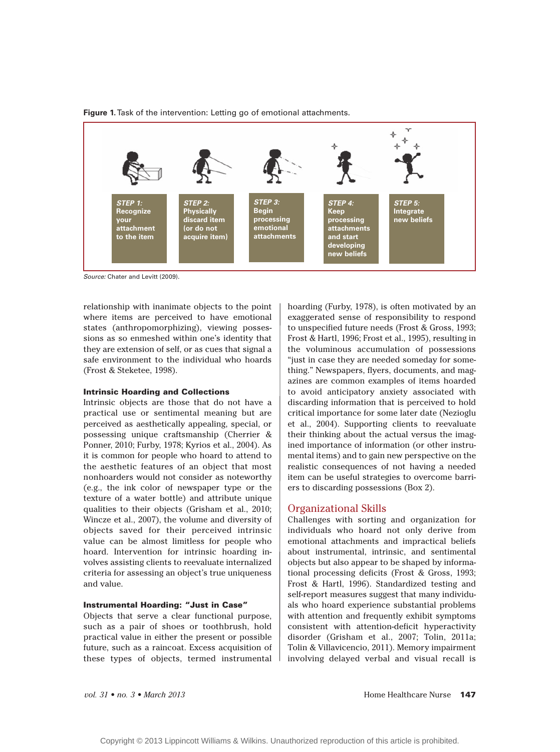**Figure 1.** Task of the intervention: Letting go of emotional attachments.

STEP 1: Recognize your attachment to the item

STEP 2: Physically discard item (or do not acquire item)

STEP 3: Begin processing emotional attachments

STEP 4: Keep processing attachments and start developing new beliefs

STEP 5: Integrate new beliefs

*Source:* Chater and Levitt (2009).

relationship with inanimate objects to the point where items are perceived to have emotional states (anthropomorphizing), viewing possessions as so enmeshed within one's identity that they are extension of self, or as cues that signal a safe environment to the individual who hoards (Frost & Steketee, 1998).

#### Intrinsic Hoarding and Collections

Intrinsic objects are those that do not have a practical use or sentimental meaning but are perceived as aesthetically appealing, special, or possessing unique craftsmanship (Cherrier & Ponner, 2010; Furby, 1978; Kyrios et al., 2004). As it is common for people who hoard to attend to the aesthetic features of an object that most nonhoarders would not consider as noteworthy (e.g., the ink color of newspaper type or the texture of a water bottle) and attribute unique qualities to their objects (Grisham et al., 2010; Wincze et al., 2007), the volume and diversity of objects saved for their perceived intrinsic value can be almost limitless for people who hoard. Intervention for intrinsic hoarding involves assisting clients to reevaluate internalized criteria for assessing an object's true uniqueness and value.

#### Instrumental Hoarding: "Just in Case"

Objects that serve a clear functional purpose, such as a pair of shoes or toothbrush, hold practical value in either the present or possible future, such as a raincoat. Excess acquisition of these types of objects, termed instrumental hoarding (Furby, 1978), is often motivated by an exaggerated sense of responsibility to respond to unspecified future needs (Frost & Gross, 1993; Frost & Hartl, 1996; Frost et al., 1995), resulting in the voluminous accumulation of possessions "just in case they are needed someday for something." Newspapers, flyers, documents, and magazines are common examples of items hoarded to avoid anticipatory anxiety associated with discarding information that is perceived to hold critical importance for some later date (Nezioglu et al., 2004). Supporting clients to reevaluate their thinking about the actual versus the imagined importance of information (or other instrumental items) and to gain new perspective on the realistic consequences of not having a needed item can be useful strategies to overcome barriers to discarding possessions (Box 2).

## Organizational Skills

Challenges with sorting and organization for individuals who hoard not only derive from emotional attachments and impractical beliefs about instrumental, intrinsic, and sentimental objects but also appear to be shaped by informational processing deficits (Frost & Gross, 1993; Frost & Hartl, 1996). Standardized testing and self-report measures suggest that many individuals who hoard experience substantial problems with attention and frequently exhibit symptoms consistent with attention-deficit hyperactivity disorder (Grisham et al., 2007; Tolin, 2011a; Tolin & Villavicencio, 2011). Memory impairment involving delayed verbal and visual recall is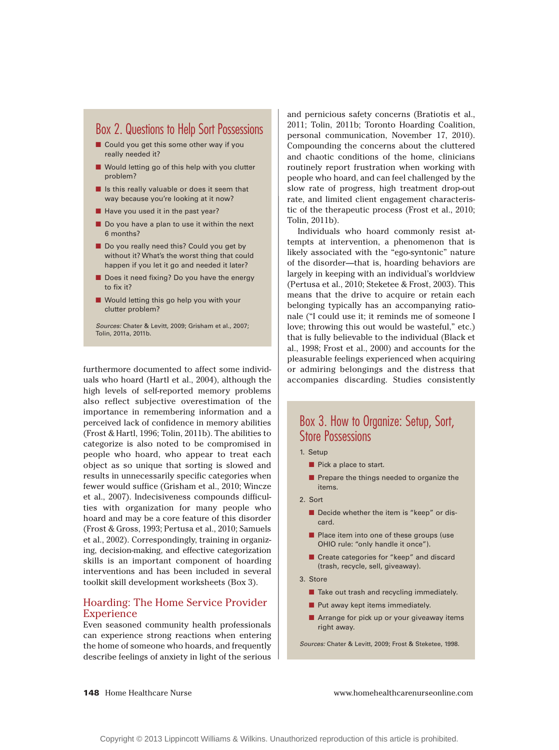## Box 2. Questions to Help Sort Possessions

- Could you get this some other way if you really needed it?
- Would letting go of this help with you clutter problem?
- Is this really valuable or does it seem that way because you're looking at it now?
- Have you used it in the past year?
- Do you have a plan to use it within the next 6 months?
- Do you really need this? Could you get by without it? What's the worst thing that could happen if you let it go and needed it later?
- Does it need fixing? Do you have the energy to fix it?
- Would letting this go help you with your clutter problem?

*Sources:* Chater & Levitt, 2009; Grisham et al., 2007; Tolin, 2011a, 2011b.

furthermore documented to affect some individuals who hoard (Hartl et al., 2004), although the high levels of self-reported memory problems also reflect subjective overestimation of the importance in remembering information and a perceived lack of confidence in memory abilities (Frost & Hartl, 1996; Tolin, 2011b). The abilities to categorize is also noted to be compromised in people who hoard, who appear to treat each object as so unique that sorting is slowed and results in unnecessarily specific categories when fewer would suffice (Grisham et al., 2010; Wincze et al., 2007). Indecisiveness compounds difficulties with organization for many people who hoard and may be a core feature of this disorder (Frost & Gross, 1993; Pertusa et al., 2010; Samuels et al., 2002). Correspondingly, training in organizing, decision-making, and effective categorization skills is an important component of hoarding interventions and has been included in several toolkit skill development worksheets (Box 3).

## Hoarding: The Home Service Provider Experience

Even seasoned community health professionals can experience strong reactions when entering the home of someone who hoards, and frequently describe feelings of anxiety in light of the serious and pernicious safety concerns (Bratiotis et al., 2011; Tolin, 2011b; Toronto Hoarding Coalition, personal communication, November 17, 2010). Compounding the concerns about the cluttered and chaotic conditions of the home, clinicians routinely report frustration when working with people who hoard, and can feel challenged by the slow rate of progress, high treatment drop-out rate, and limited client engagement characteristic of the therapeutic process (Frost et al., 2010; Tolin, 2011b).

Individuals who hoard commonly resist attempts at intervention, a phenomenon that is likely associated with the "ego-syntonic" nature of the disorder—that is, hoarding behaviors are largely in keeping with an individual's worldview (Pertusa et al., 2010; Steketee & Frost, 2003). This means that the drive to acquire or retain each belonging typically has an accompanying rationale ("I could use it; it reminds me of someone I love; throwing this out would be wasteful," etc.) that is fully believable to the individual (Black et al., 1998; Frost et al., 2000) and accounts for the pleasurable feelings experienced when acquiring or admiring belongings and the distress that accompanies discarding. Studies consistently

## Box 3. How to Organize: Setup, Sort, Store Possessions

1. Setup
   - Pick a place to start.
   - Prepare the things needed to organize the items.
2. Sort
   - Decide whether the item is "keep" or discard.
   - Place item into one of these groups (use OHIO rule: "only handle it once").
   - Create categories for "keep" and discard (trash, recycle, sell, giveaway).
3. Store
   - Take out trash and recycling immediately.
   - Put away kept items immediately.
   - Arrange for pick up or your giveaway items right away.

*Sources:* Chater & Levitt, 2009; Frost & Steketee, 1998.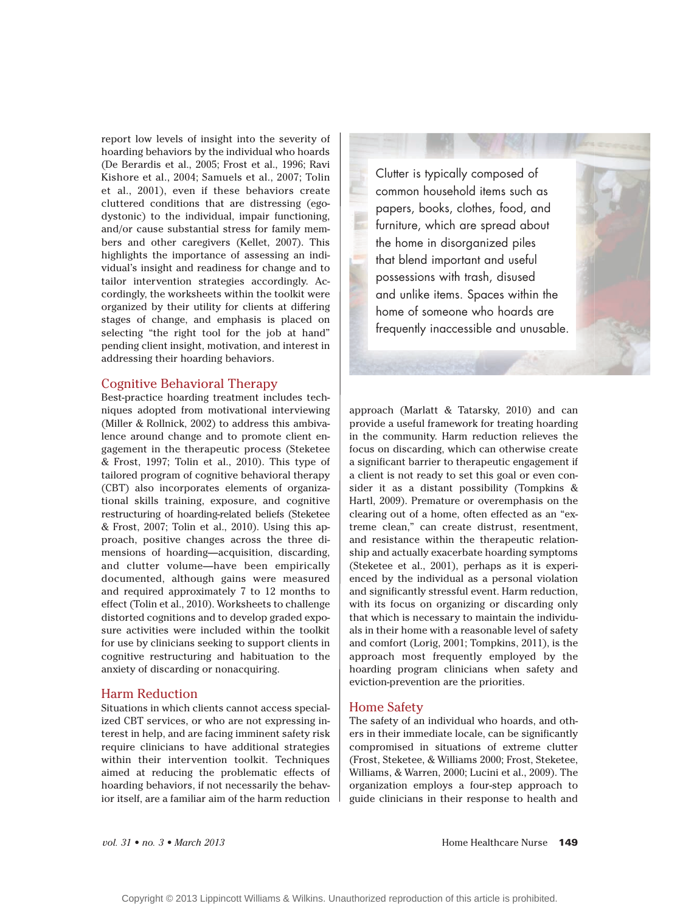report low levels of insight into the severity of hoarding behaviors by the individual who hoards (De Berardis et al., 2005; Frost et al., 1996; Ravi Kishore et al., 2004; Samuels et al., 2007; Tolin et al., 2001), even if these behaviors create cluttered conditions that are distressing (ego-dystonic) to the individual, impair functioning, and/or cause substantial stress for family members and other caregivers (Kellet, 2007). This highlights the importance of assessing an individual's insight and readiness for change and to tailor intervention strategies accordingly. Accordingly, the worksheets within the toolkit were organized by their utility for clients at differing stages of change, and emphasis is placed on selecting "the right tool for the job at hand" pending client insight, motivation, and interest in addressing their hoarding behaviors.

## Cognitive Behavioral Therapy

Best-practice hoarding treatment includes techniques adopted from motivational interviewing (Miller & Rollnick, 2002) to address this ambivalence around change and to promote client engagement in the therapeutic process (Steketee & Frost, 1997; Tolin et al., 2010). This type of tailored program of cognitive behavioral therapy (CBT) also incorporates elements of organizational skills training, exposure, and cognitive restructuring of hoarding-related beliefs (Steketee & Frost, 2007; Tolin et al., 2010). Using this approach, positive changes across the three dimensions of hoarding—acquisition, discarding, and clutter volume—have been empirically documented, although gains were measured and required approximately 7 to 12 months to effect (Tolin et al., 2010). Worksheets to challenge distorted cognitions and to develop graded exposure activities were included within the toolkit for use by clinicians seeking to support clients in cognitive restructuring and habituation to the anxiety of discarding or nonacquiring.

## Harm Reduction

Situations in which clients cannot access specialized CBT services, or who are not expressing interest in help, and are facing imminent safety risk require clinicians to have additional strategies within their intervention toolkit. Techniques aimed at reducing the problematic effects of hoarding behaviors, if not necessarily the behavior itself, are a familiar aim of the harm reduction approach (Marlatt & Tatarsky, 2010) and can provide a useful framework for treating hoarding in the community. Harm reduction relieves the focus on discarding, which can otherwise create a significant barrier to therapeutic engagement if a client is not ready to set this goal or even consider it as a distant possibility (Tompkins & Hartl, 2009). Premature or overemphasis on the clearing out of a home, often effected as an "extreme clean," can create distrust, resentment, and resistance within the therapeutic relationship and actually exacerbate hoarding symptoms (Steketee et al., 2001), perhaps as it is experienced by the individual as a personal violation and significantly stressful event. Harm reduction, with its focus on organizing or discarding only that which is necessary to maintain the individuals in their home with a reasonable level of safety and comfort (Lorig, 2001; Tompkins, 2011), is the approach most frequently employed by the hoarding program clinicians when safety and eviction-prevention are the priorities.

> Clutter is typically composed of common household items such as papers, books, clothes, food, and furniture, which are spread about the home in disorganized piles that blend important and useful possessions with trash, disused and unlike items. Spaces within the home of someone who hoards are frequently inaccessible and unusable.

## Home Safety

The safety of an individual who hoards, and others in their immediate locale, can be significantly compromised in situations of extreme clutter (Frost, Steketee, & Williams 2000; Frost, Steketee, Williams, & Warren, 2000; Lucini et al., 2009). The organization employs a four-step approach to guide clinicians in their response to health and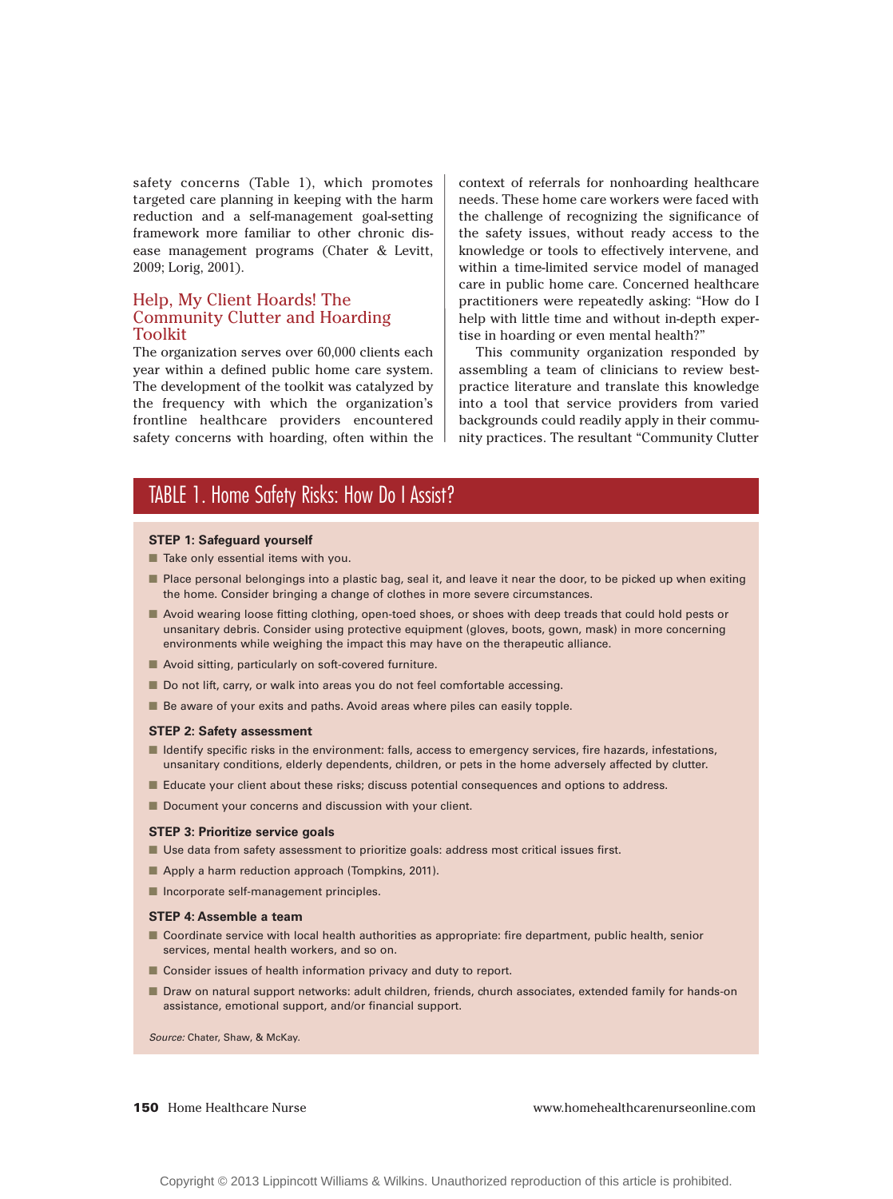safety concerns (Table 1), which promotes targeted care planning in keeping with the harm reduction and a self-management goal-setting framework more familiar to other chronic disease management programs (Chater & Levitt, 2009; Lorig, 2001).

## Help, My Client Hoards! The Community Clutter and Hoarding Toolkit

The organization serves over 60,000 clients each year within a defined public home care system. The development of the toolkit was catalyzed by the frequency with which the organization's frontline healthcare providers encountered safety concerns with hoarding, often within the context of referrals for nonhoarding healthcare needs. These home care workers were faced with the challenge of recognizing the significance of the safety issues, without ready access to the knowledge or tools to effectively intervene, and within a time-limited service model of managed care in public home care. Concerned healthcare practitioners were repeatedly asking: "How do I help with little time and without in-depth expertise in hoarding or even mental health?"

This community organization responded by assembling a team of clinicians to review best-practice literature and translate this knowledge into a tool that service providers from varied backgrounds could readily apply in their community practices. The resultant "Community Clutter

### TABLE 1. Home Safety Risks: How Do I Assist?

**STEP 1: Safeguard yourself**

- Take only essential items with you.
- Place personal belongings into a plastic bag, seal it, and leave it near the door, to be picked up when exiting the home. Consider bringing a change of clothes in more severe circumstances.
- Avoid wearing loose fitting clothing, open-toed shoes, or shoes with deep treads that could hold pests or unsanitary debris. Consider using protective equipment (gloves, boots, gown, mask) in more concerning environments while weighing the impact this may have on the therapeutic alliance.
- Avoid sitting, particularly on soft-covered furniture.
- Do not lift, carry, or walk into areas you do not feel comfortable accessing.
- Be aware of your exits and paths. Avoid areas where piles can easily topple.

**STEP 2: Safety assessment**

- Identify specific risks in the environment: falls, access to emergency services, fire hazards, infestations, unsanitary conditions, elderly dependents, children, or pets in the home adversely affected by clutter.
- Educate your client about these risks; discuss potential consequences and options to address.
- Document your concerns and discussion with your client.

**STEP 3: Prioritize service goals**

- Use data from safety assessment to prioritize goals: address most critical issues first.
- Apply a harm reduction approach (Tompkins, 2011).
- Incorporate self-management principles.

**STEP 4: Assemble a team**

- Coordinate service with local health authorities as appropriate: fire department, public health, senior services, mental health workers, and so on.
- Consider issues of health information privacy and duty to report.
- Draw on natural support networks: adult children, friends, church associates, extended family for hands-on assistance, emotional support, and/or financial support.

*Source:* Chater, Shaw, & McKay.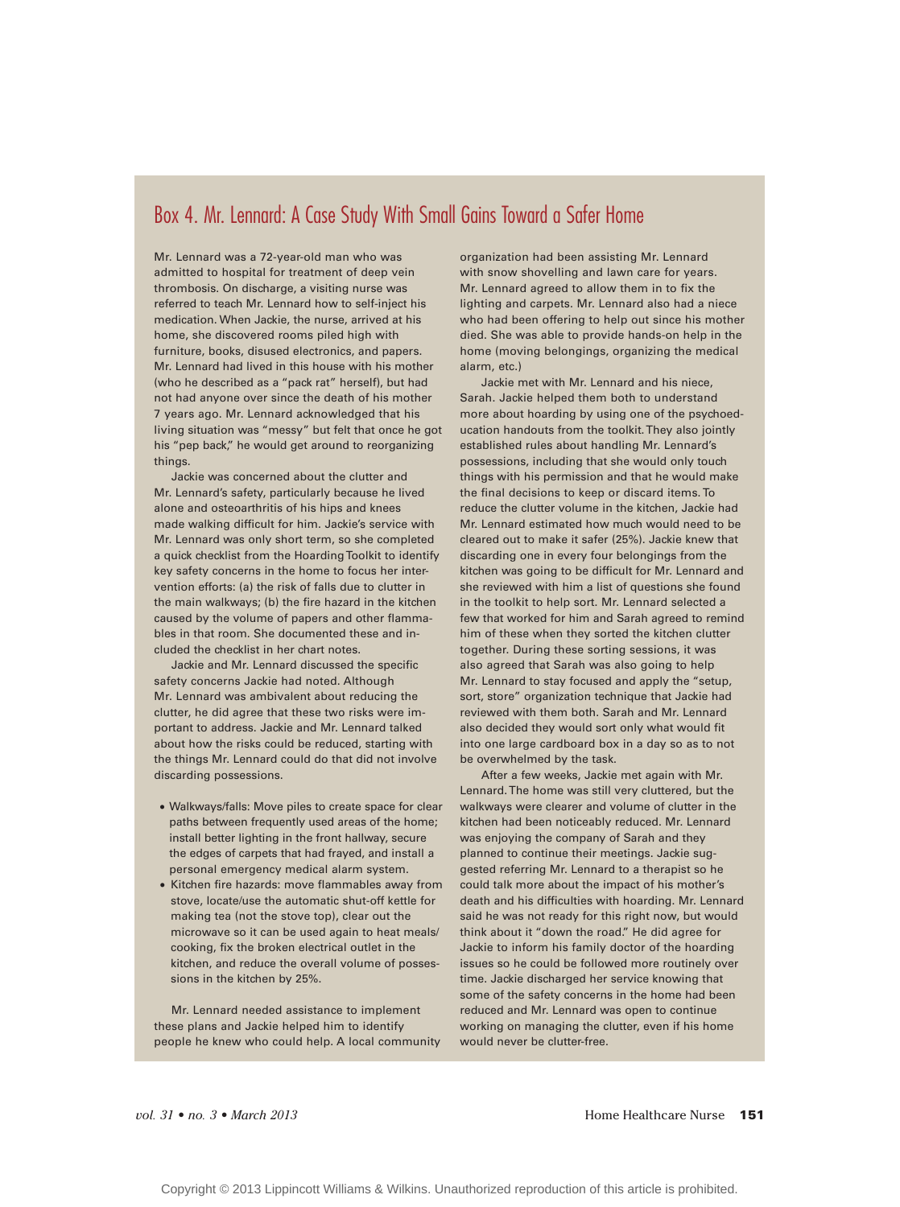## Box 4. Mr. Lennard: A Case Study With Small Gains Toward a Safer Home

Mr. Lennard was a 72-year-old man who was admitted to hospital for treatment of deep vein thrombosis. On discharge, a visiting nurse was referred to teach Mr. Lennard how to self-inject his medication. When Jackie, the nurse, arrived at his home, she discovered rooms piled high with furniture, books, disused electronics, and papers. Mr. Lennard had lived in this house with his mother (who he described as a "pack rat" herself), but had not had anyone over since the death of his mother 7 years ago. Mr. Lennard acknowledged that his living situation was "messy" but felt that once he got his "pep back," he would get around to reorganizing things.

Jackie was concerned about the clutter and Mr. Lennard's safety, particularly because he lived alone and osteoarthritis of his hips and knees made walking difficult for him. Jackie's service with Mr. Lennard was only short term, so she completed a quick checklist from the Hoarding Toolkit to identify key safety concerns in the home to focus her intervention efforts: (a) the risk of falls due to clutter in the main walkways; (b) the fire hazard in the kitchen caused by the volume of papers and other flammables in that room. She documented these and included the checklist in her chart notes.

Jackie and Mr. Lennard discussed the specific safety concerns Jackie had noted. Although Mr. Lennard was ambivalent about reducing the clutter, he did agree that these two risks were important to address. Jackie and Mr. Lennard talked about how the risks could be reduced, starting with the things Mr. Lennard could do that did not involve discarding possessions.

- Walkways/falls: Move piles to create space for clear paths between frequently used areas of the home; install better lighting in the front hallway, secure the edges of carpets that had frayed, and install a personal emergency medical alarm system.
- Kitchen fire hazards: move flammables away from stove, locate/use the automatic shut-off kettle for making tea (not the stove top), clear out the microwave so it can be used again to heat meals/cooking, fix the broken electrical outlet in the kitchen, and reduce the overall volume of possessions in the kitchen by 25%.

Mr. Lennard needed assistance to implement these plans and Jackie helped him to identify people he knew who could help. A local community organization had been assisting Mr. Lennard with snow shovelling and lawn care for years. Mr. Lennard agreed to allow them in to fix the lighting and carpets. Mr. Lennard also had a niece who had been offering to help out since his mother died. She was able to provide hands-on help in the home (moving belongings, organizing the medical alarm, etc.)

Jackie met with Mr. Lennard and his niece, Sarah. Jackie helped them both to understand more about hoarding by using one of the psychoeducation handouts from the toolkit. They also jointly established rules about handling Mr. Lennard's possessions, including that she would only touch things with his permission and that he would make the final decisions to keep or discard items. To reduce the clutter volume in the kitchen, Jackie had Mr. Lennard estimated how much would need to be cleared out to make it safer (25%). Jackie knew that discarding one in every four belongings from the kitchen was going to be difficult for Mr. Lennard and she reviewed with him a list of questions she found in the toolkit to help sort. Mr. Lennard selected a few that worked for him and Sarah agreed to remind him of these when they sorted the kitchen clutter together. During these sorting sessions, it was also agreed that Sarah was also going to help Mr. Lennard to stay focused and apply the "setup, sort, store" organization technique that Jackie had reviewed with them both. Sarah and Mr. Lennard also decided they would sort only what would fit into one large cardboard box in a day so as to not be overwhelmed by the task.

After a few weeks, Jackie met again with Mr. Lennard. The home was still very cluttered, but the walkways were clearer and volume of clutter in the kitchen had been noticeably reduced. Mr. Lennard was enjoying the company of Sarah and they planned to continue their meetings. Jackie suggested referring Mr. Lennard to a therapist so he could talk more about the impact of his mother's death and his difficulties with hoarding. Mr. Lennard said he was not ready for this right now, but would think about it "down the road." He did agree for Jackie to inform his family doctor of the hoarding issues so he could be followed more routinely over time. Jackie discharged her service knowing that some of the safety concerns in the home had been reduced and Mr. Lennard was open to continue working on managing the clutter, even if his home would never be clutter-free.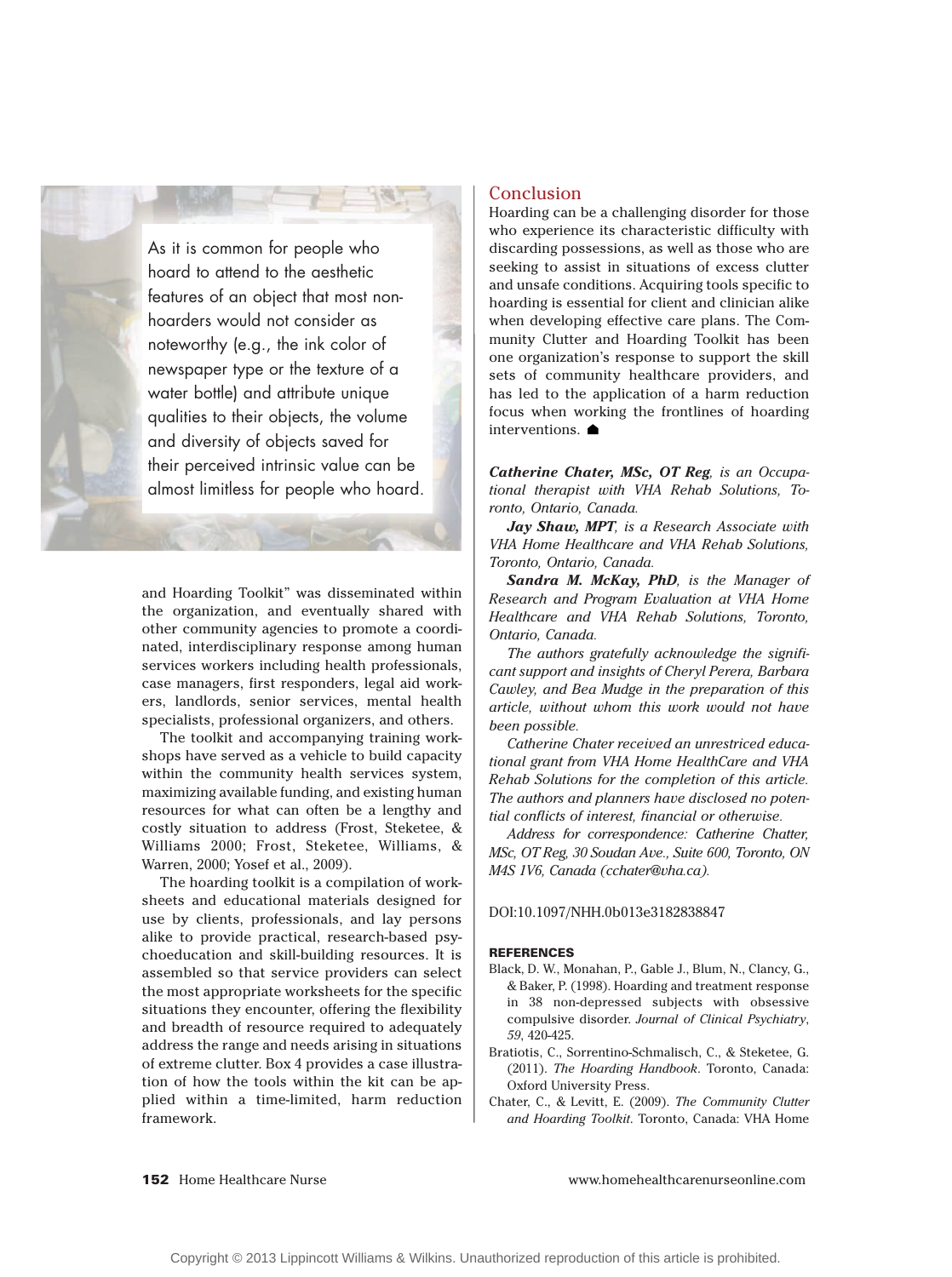> As it is common for people who hoard to attend to the aesthetic features of an object that most non-hoarders would not consider as noteworthy (e.g., the ink color of newspaper type or the texture of a water bottle) and attribute unique qualities to their objects, the volume and diversity of objects saved for their perceived intrinsic value can be almost limitless for people who hoard.

and Hoarding Toolkit" was disseminated within the organization, and eventually shared with other community agencies to promote a coordinated, interdisciplinary response among human services workers including health professionals, case managers, first responders, legal aid workers, landlords, senior services, mental health specialists, professional organizers, and others.

The toolkit and accompanying training workshops have served as a vehicle to build capacity within the community health services system, maximizing available funding, and existing human resources for what can often be a lengthy and costly situation to address (Frost, Steketee, & Williams 2000; Frost, Steketee, Williams, & Warren, 2000; Yosef et al., 2009).

The hoarding toolkit is a compilation of worksheets and educational materials designed for use by clients, professionals, and lay persons alike to provide practical, research-based psychoeducation and skill-building resources. It is assembled so that service providers can select the most appropriate worksheets for the specific situations they encounter, offering the flexibility and breadth of resource required to adequately address the range and needs arising in situations of extreme clutter. Box 4 provides a case illustration of how the tools within the kit can be applied within a time-limited, harm reduction framework.

## Conclusion

Hoarding can be a challenging disorder for those who experience its characteristic difficulty with discarding possessions, as well as those who are seeking to assist in situations of excess clutter and unsafe conditions. Acquiring tools specific to hoarding is essential for client and clinician alike when developing effective care plans. The Community Clutter and Hoarding Toolkit has been one organization's response to support the skill sets of community healthcare providers, and has led to the application of a harm reduction focus when working the frontlines of hoarding interventions.

***Catherine Chater, MSc, OT Reg****, is an Occupational therapist with VHA Rehab Solutions, Toronto, Ontario, Canada.*

***Jay Shaw, MPT****, is a Research Associate with VHA Home Healthcare and VHA Rehab Solutions, Toronto, Ontario, Canada.*

***Sandra M. McKay, PhD****, is the Manager of Research and Program Evaluation at VHA Home Healthcare and VHA Rehab Solutions, Toronto, Ontario, Canada.*

*The authors gratefully acknowledge the significant support and insights of Cheryl Perera, Barbara Cawley, and Bea Mudge in the preparation of this article, without whom this work would not have been possible.*

*Catherine Chater received an unrestricted educational grant from VHA Home HealthCare and VHA Rehab Solutions for the completion of this article. The authors and planners have disclosed no potential conflicts of interest, financial or otherwise.*

*Address for correspondence: Catherine Chatter, MSc, OT Reg, 30 Soudan Ave., Suite 600, Toronto, ON M4S 1V6, Canada (cchater@vha.ca).*

DOI:10.1097/NHH.0b013e3182838847

### REFERENCES

Black, D. W., Monahan, P., Gable J., Blum, N., Clancy, G., & Baker, P. (1998). Hoarding and treatment response in 38 non-depressed subjects with obsessive compulsive disorder. *Journal of Clinical Psychiatry*, *59*, 420-425.

Bratiotis, C., Sorrentino-Schmalisch, C., & Steketee, G. (2011). *The Hoarding Handbook*. Toronto, Canada: Oxford University Press.

Chater, C., & Levitt, E. (2009). *The Community Clutter and Hoarding Toolkit*. Toronto, Canada: VHA Home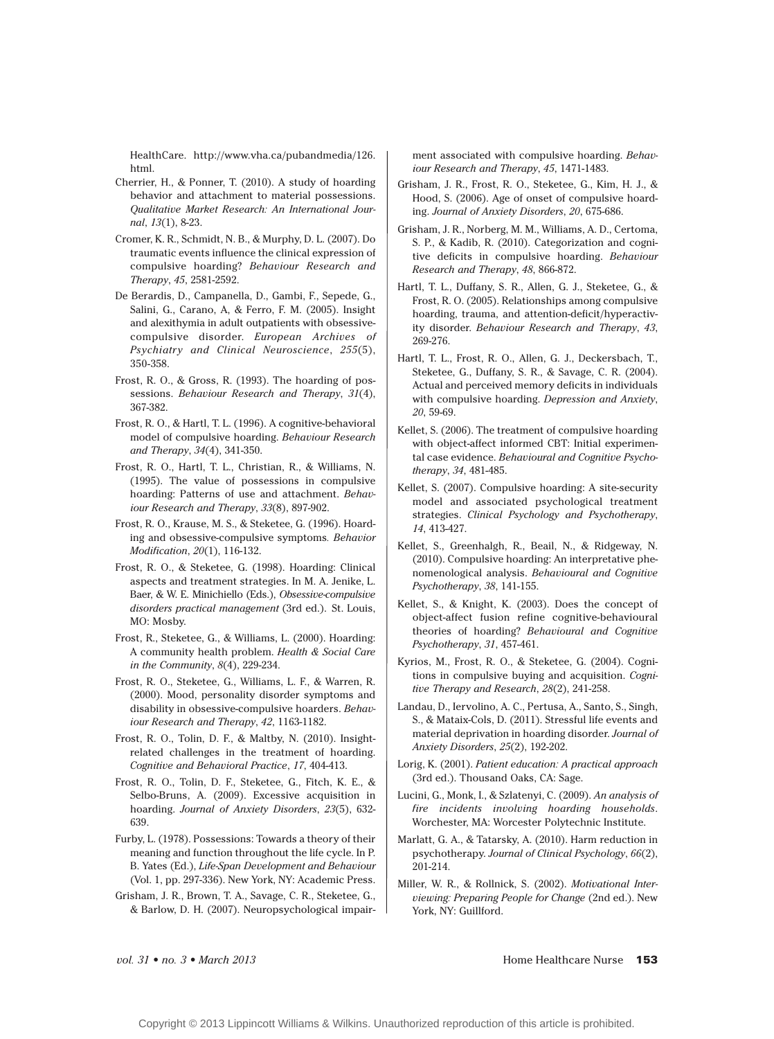HealthCare. http://www.vha.ca/pubandmedia/126.html.

Cherrier, H., & Ponner, T. (2010). A study of hoarding behavior and attachment to material possessions. *Qualitative Market Research: An International Journal*, *13*(1), 8-23.

Cromer, K. R., Schmidt, N. B., & Murphy, D. L. (2007). Do traumatic events influence the clinical expression of compulsive hoarding? *Behaviour Research and Therapy*, *45*, 2581-2592.

De Berardis, D., Campanella, D., Gambi, F., Sepede, G., Salini, G., Carano, A, & Ferro, F. M. (2005). Insight and alexithymia in adult outpatients with obsessive-compulsive disorder. *European Archives of Psychiatry and Clinical Neuroscience*, *255*(5), 350-358.

Frost, R. O., & Gross, R. (1993). The hoarding of possessions. *Behaviour Research and Therapy*, *31*(4), 367-382.

Frost, R. O., & Hartl, T. L. (1996). A cognitive-behavioral model of compulsive hoarding. *Behaviour Research and Therapy*, *34*(4), 341-350.

Frost, R. O., Hartl, T. L., Christian, R., & Williams, N. (1995). The value of possessions in compulsive hoarding: Patterns of use and attachment. *Behaviour Research and Therapy*, *33*(8), 897-902.

Frost, R. O., Krause, M. S., & Steketee, G. (1996). Hoarding and obsessive-compulsive symptoms. *Behavior Modification*, *20*(1), 116-132.

Frost, R. O., & Steketee, G. (1998). Hoarding: Clinical aspects and treatment strategies. In M. A. Jenike, L. Baer, & W. E. Minichiello (Eds.), *Obsessive-compulsive disorders practical management* (3rd ed.). St. Louis, MO: Mosby.

Frost, R., Steketee, G., & Williams, L. (2000). Hoarding: A community health problem. *Health & Social Care in the Community*, *8*(4), 229-234.

Frost, R. O., Steketee, G., Williams, L. F., & Warren, R. (2000). Mood, personality disorder symptoms and disability in obsessive-compulsive hoarders. *Behaviour Research and Therapy*, *42*, 1163-1182.

Frost, R. O., Tolin, D. F., & Maltby, N. (2010). Insight-related challenges in the treatment of hoarding. *Cognitive and Behavioral Practice*, *17*, 404-413.

Frost, R. O., Tolin, D. F., Steketee, G., Fitch, K. E., & Selbo-Bruns, A. (2009). Excessive acquisition in hoarding. *Journal of Anxiety Disorders*, *23*(5), 632-639.

Furby, L. (1978). Possessions: Towards a theory of their meaning and function throughout the life cycle. In P. B. Yates (Ed.), *Life-Span Development and Behaviour* (Vol. 1, pp. 297-336). New York, NY: Academic Press.

Grisham, J. R., Brown, T. A., Savage, C. R., Steketee, G., & Barlow, D. H. (2007). Neuropsychological impairment associated with compulsive hoarding. *Behaviour Research and Therapy*, *45*, 1471-1483.

Grisham, J. R., Frost, R. O., Steketee, G., Kim, H. J., & Hood, S. (2006). Age of onset of compulsive hoarding. *Journal of Anxiety Disorders*, *20*, 675-686.

Grisham, J. R., Norberg, M. M., Williams, A. D., Certoma, S. P., & Kadib, R. (2010). Categorization and cognitive deficits in compulsive hoarding. *Behaviour Research and Therapy*, *48*, 866-872.

Hartl, T. L., Duffany, S. R., Allen, G. J., Steketee, G., & Frost, R. O. (2005). Relationships among compulsive hoarding, trauma, and attention-deficit/hyperactivity disorder. *Behaviour Research and Therapy*, *43*, 269-276.

Hartl, T. L., Frost, R. O., Allen, G. J., Deckersbach, T., Steketee, G., Duffany, S. R., & Savage, C. R. (2004). Actual and perceived memory deficits in individuals with compulsive hoarding. *Depression and Anxiety*, *20*, 59-69.

Kellet, S. (2006). The treatment of compulsive hoarding with object-affect informed CBT: Initial experimental case evidence. *Behavioural and Cognitive Psychotherapy*, *34*, 481-485.

Kellet, S. (2007). Compulsive hoarding: A site-security model and associated psychological treatment strategies. *Clinical Psychology and Psychotherapy*, *14*, 413-427.

Kellet, S., Greenhalgh, R., Beail, N., & Ridgeway, N. (2010). Compulsive hoarding: An interpretative phenomenological analysis. *Behavioural and Cognitive Psychotherapy*, *38*, 141-155.

Kellet, S., & Knight, K. (2003). Does the concept of object-affect fusion refine cognitive-behavioural theories of hoarding? *Behavioural and Cognitive Psychotherapy*, *31*, 457-461.

Kyrios, M., Frost, R. O., & Steketee, G. (2004). Cognitions in compulsive buying and acquisition. *Cognitive Therapy and Research*, *28*(2), 241-258.

Landau, D., Iervolino, A. C., Pertusa, A., Santo, S., Singh, S., & Mataix-Cols, D. (2011). Stressful life events and material deprivation in hoarding disorder. *Journal of Anxiety Disorders*, *25*(2), 192-202.

Lorig, K. (2001). *Patient education: A practical approach* (3rd ed.). Thousand Oaks, CA: Sage.

Lucini, G., Monk, I., & Szlatenyi, C. (2009). *An analysis of fire incidents involving hoarding households*. Worchester, MA: Worcester Polytechnic Institute.

Marlatt, G. A., & Tatarsky, A. (2010). Harm reduction in psychotherapy. *Journal of Clinical Psychology*, *66*(2), 201-214.

Miller, W. R., & Rollnick, S. (2002). *Motivational Interviewing: Preparing People for Change* (2nd ed.). New York, NY: Guillford.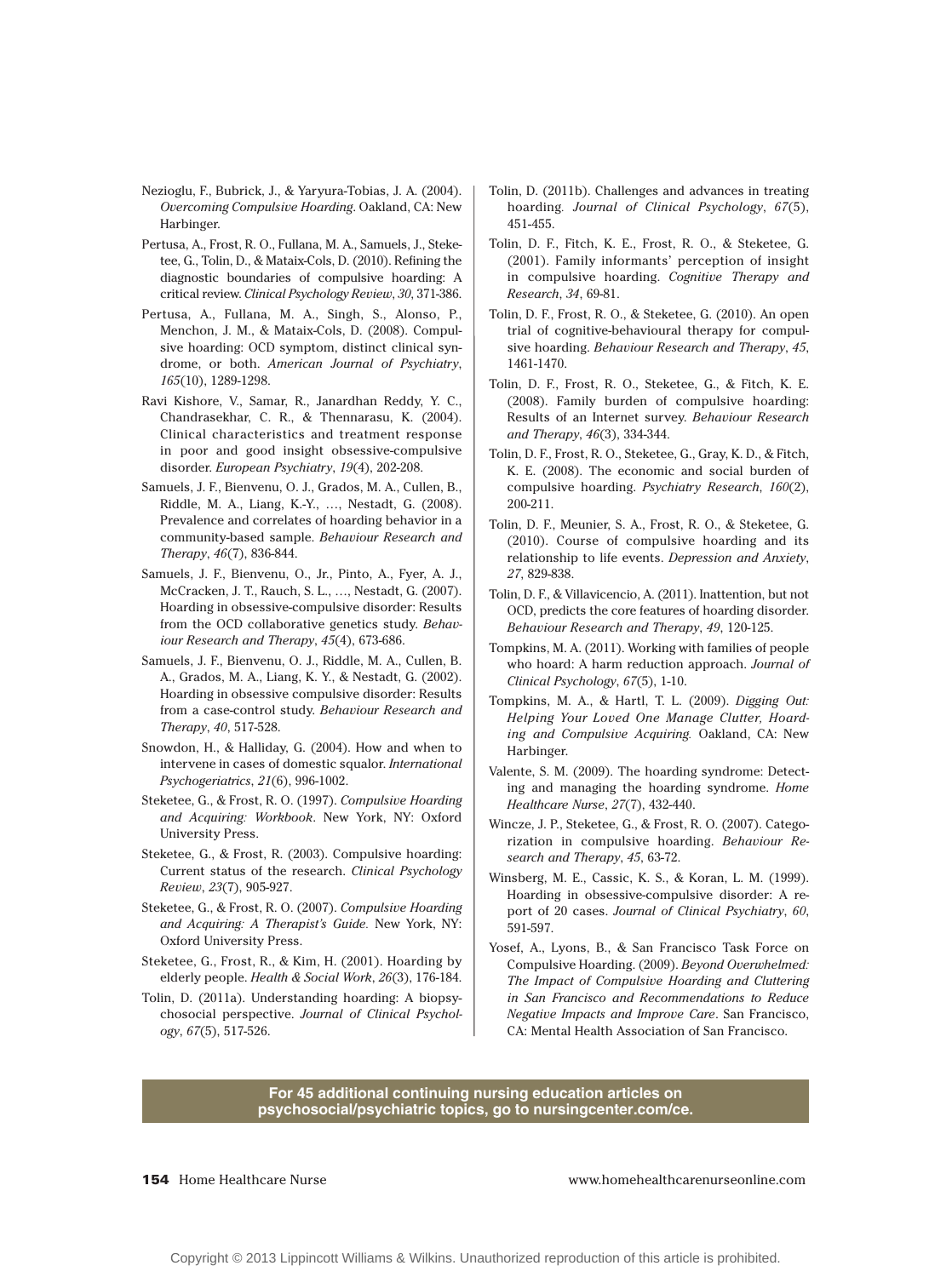Nezioglu, F., Bubrick, J., & Yaryura-Tobias, J. A. (2004). *Overcoming Compulsive Hoarding*. Oakland, CA: New Harbinger.

Pertusa, A., Frost, R. O., Fullana, M. A., Samuels, J., Steketee, G., Tolin, D., & Mataix-Cols, D. (2010). Refining the diagnostic boundaries of compulsive hoarding: A critical review. *Clinical Psychology Review*, *30*, 371-386.

Pertusa, A., Fullana, M. A., Singh, S., Alonso, P., Menchon, J. M., & Mataix-Cols, D. (2008). Compulsive hoarding: OCD symptom, distinct clinical syndrome, or both. *American Journal of Psychiatry*, *165*(10), 1289-1298.

Ravi Kishore, V., Samar, R., Janardhan Reddy, Y. C., Chandrasekhar, C. R., & Thennarasu, K. (2004). Clinical characteristics and treatment response in poor and good insight obsessive-compulsive disorder. *European Psychiatry*, *19*(4), 202-208.

Samuels, J. F., Bienvenu, O. J., Grados, M. A., Cullen, B., Riddle, M. A., Liang, K.-Y., …, Nestadt, G. (2008). Prevalence and correlates of hoarding behavior in a community-based sample. *Behaviour Research and Therapy*, *46*(7), 836-844.

Samuels, J. F., Bienvenu, O., Jr., Pinto, A., Fyer, A. J., McCracken, J. T., Rauch, S. L., …, Nestadt, G. (2007). Hoarding in obsessive-compulsive disorder: Results from the OCD collaborative genetics study. *Behaviour Research and Therapy*, *45*(4), 673-686.

Samuels, J. F., Bienvenu, O. J., Riddle, M. A., Cullen, B. A., Grados, M. A., Liang, K. Y., & Nestadt, G. (2002). Hoarding in obsessive compulsive disorder: Results from a case-control study. *Behaviour Research and Therapy*, *40*, 517-528.

Snowdon, H., & Halliday, G. (2004). How and when to intervene in cases of domestic squalor. *International Psychogeriatrics*, *21*(6), 996-1002.

Steketee, G., & Frost, R. O. (1997). *Compulsive Hoarding and Acquiring: Workbook*. New York, NY: Oxford University Press.

Steketee, G., & Frost, R. (2003). Compulsive hoarding: Current status of the research. *Clinical Psychology Review*, *23*(7), 905-927.

Steketee, G., & Frost, R. O. (2007). *Compulsive Hoarding and Acquiring: A Therapist's Guide.* New York, NY: Oxford University Press.

Steketee, G., Frost, R., & Kim, H. (2001). Hoarding by elderly people. *Health & Social Work*, *26*(3), 176-184.

Tolin, D. (2011a). Understanding hoarding: A biopsychosocial perspective. *Journal of Clinical Psychology*, *67*(5), 517-526.

Tolin, D. (2011b). Challenges and advances in treating hoarding. *Journal of Clinical Psychology*, *67*(5), 451-455.

Tolin, D. F., Fitch, K. E., Frost, R. O., & Steketee, G. (2001). Family informants' perception of insight in compulsive hoarding. *Cognitive Therapy and Research*, *34*, 69-81.

Tolin, D. F., Frost, R. O., & Steketee, G. (2010). An open trial of cognitive-behavioural therapy for compulsive hoarding. *Behaviour Research and Therapy*, *45*, 1461-1470.

Tolin, D. F., Frost, R. O., Steketee, G., & Fitch, K. E. (2008). Family burden of compulsive hoarding: Results of an Internet survey. *Behaviour Research and Therapy*, *46*(3), 334-344.

Tolin, D. F., Frost, R. O., Steketee, G., Gray, K. D., & Fitch, K. E. (2008). The economic and social burden of compulsive hoarding. *Psychiatry Research*, *160*(2), 200-211.

Tolin, D. F., Meunier, S. A., Frost, R. O., & Steketee, G. (2010). Course of compulsive hoarding and its relationship to life events. *Depression and Anxiety*, *27*, 829-838.

Tolin, D. F., & Villavicencio, A. (2011). Inattention, but not OCD, predicts the core features of hoarding disorder. *Behaviour Research and Therapy*, *49*, 120-125.

Tompkins, M. A. (2011). Working with families of people who hoard: A harm reduction approach. *Journal of Clinical Psychology*, *67*(5), 1-10.

Tompkins, M. A., & Hartl, T. L. (2009). *Digging Out: Helping Your Loved One Manage Clutter, Hoarding and Compulsive Acquiring.* Oakland, CA: New Harbinger.

Valente, S. M. (2009). The hoarding syndrome: Detecting and managing the hoarding syndrome. *Home Healthcare Nurse*, *27*(7), 432-440.

Wincze, J. P., Steketee, G., & Frost, R. O. (2007). Categorization in compulsive hoarding. *Behaviour Research and Therapy*, *45*, 63-72.

Winsberg, M. E., Cassic, K. S., & Koran, L. M. (1999). Hoarding in obsessive-compulsive disorder: A report of 20 cases. *Journal of Clinical Psychiatry*, *60*, 591-597.

Yosef, A., Lyons, B., & San Francisco Task Force on Compulsive Hoarding. (2009). *Beyond Overwhelmed: The Impact of Compulsive Hoarding and Cluttering in San Francisco and Recommendations to Reduce Negative Impacts and Improve Care*. San Francisco, CA: Mental Health Association of San Francisco.

**For 45 additional continuing nursing education articles on psychosocial/psychiatric topics, go to nursingcenter.com/ce.**